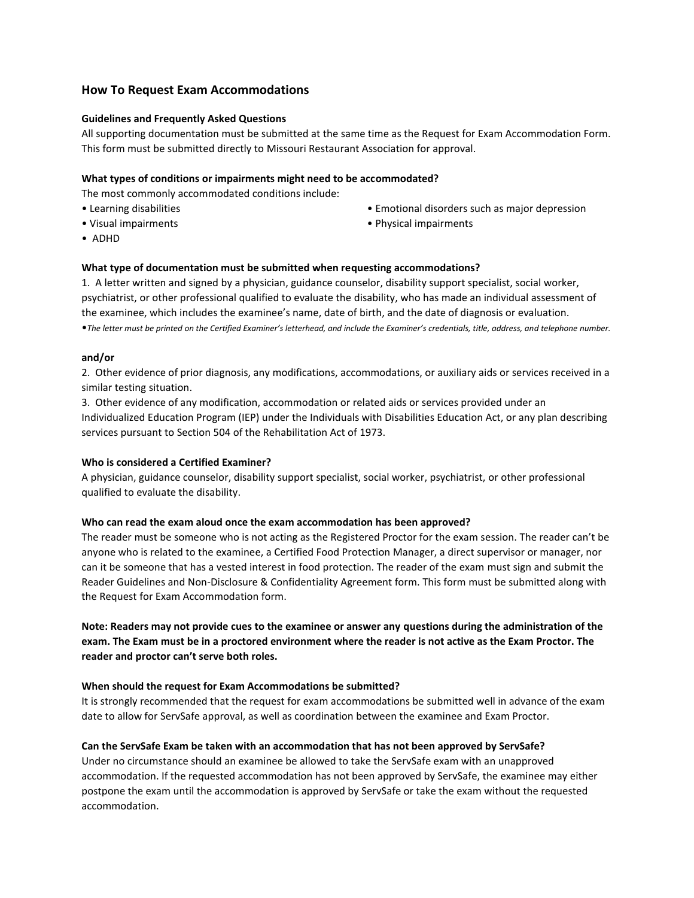## How To Request Exam Accommodations

**Guidelines and Frequently Asked Questions**

All supporting documentation must be submitted at the same time as the Request for Exam Accommodation Form. This form must be submitted directly to Missouri Restaurant Association for approval.

**What types of conditions or impairments might need to be accommodated?**

The most commonly accommodated conditions include:

- Learning disabilities
- Visual impairments
- ADHD
- Emotional disorders such as major depression
- Physical impairments

**What type of documentation must be submitted when requesting accommodations?**

1. A letter written and signed by a physician, guidance counselor, disability support specialist, social worker, psychiatrist, or other professional qualified to evaluate the disability, who has made an individual assessment of the examinee, which includes the examinee's name, date of birth, and the date of diagnosis or evaluation.

- *The letter must be printed on the Certified Examiner's letterhead, and include the Examiner's credentials, title, address, and telephone number.*

**and/or**

2. Other evidence of prior diagnosis, any modifications, accommodations, or auxiliary aids or services received in a similar testing situation.
3. Other evidence of any modification, accommodation or related aids or services provided under an Individualized Education Program (IEP) under the Individuals with Disabilities Education Act, or any plan describing services pursuant to Section 504 of the Rehabilitation Act of 1973.

**Who is considered a Certified Examiner?**

A physician, guidance counselor, disability support specialist, social worker, psychiatrist, or other professional qualified to evaluate the disability.

**Who can read the exam aloud once the exam accommodation has been approved?**

The reader must be someone who is not acting as the Registered Proctor for the exam session. The reader can't be anyone who is related to the examinee, a Certified Food Protection Manager, a direct supervisor or manager, nor can it be someone that has a vested interest in food protection. The reader of the exam must sign and submit the Reader Guidelines and Non-Disclosure & Confidentiality Agreement form. This form must be submitted along with the Request for Exam Accommodation form.

**Note: Readers may not provide cues to the examinee or answer any questions during the administration of the exam. The Exam must be in a proctored environment where the reader is not active as the Exam Proctor. The reader and proctor can't serve both roles.**

**When should the request for Exam Accommodations be submitted?**

It is strongly recommended that the request for exam accommodations be submitted well in advance of the exam date to allow for ServSafe approval, as well as coordination between the examinee and Exam Proctor.

**Can the ServSafe Exam be taken with an accommodation that has not been approved by ServSafe?**

Under no circumstance should an examinee be allowed to take the ServSafe exam with an unapproved accommodation. If the requested accommodation has not been approved by ServSafe, the examinee may either postpone the exam until the accommodation is approved by ServSafe or take the exam without the requested accommodation.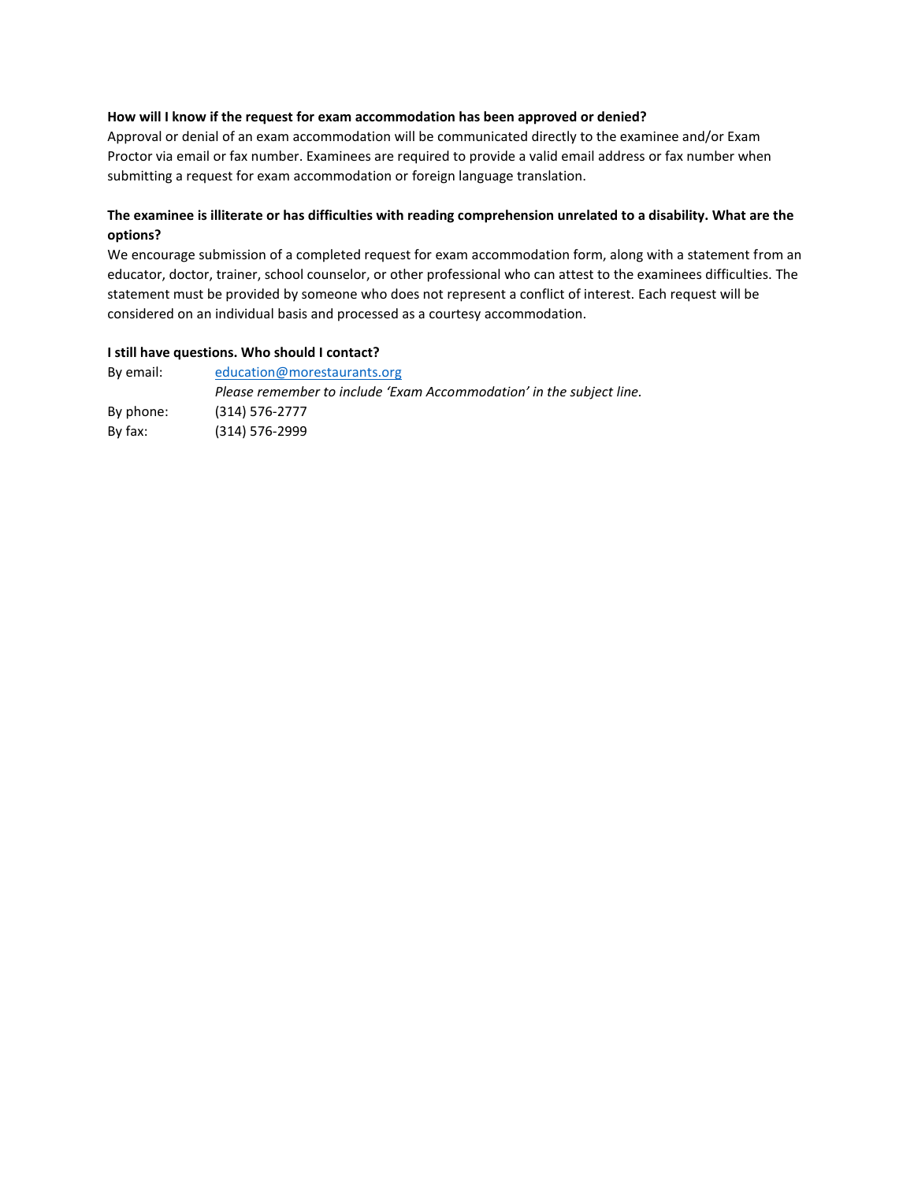**How will I know if the request for exam accommodation has been approved or denied?**

Approval or denial of an exam accommodation will be communicated directly to the examinee and/or Exam Proctor via email or fax number. Examinees are required to provide a valid email address or fax number when submitting a request for exam accommodation or foreign language translation.

**The examinee is illiterate or has difficulties with reading comprehension unrelated to a disability. What are the options?**

We encourage submission of a completed request for exam accommodation form, along with a statement from an educator, doctor, trainer, school counselor, or other professional who can attest to the examinees difficulties. The statement must be provided by someone who does not represent a conflict of interest. Each request will be considered on an individual basis and processed as a courtesy accommodation.

**I still have questions. Who should I contact?**

By email: education@morestaurants.org
*Please remember to include 'Exam Accommodation' in the subject line.*

By phone: (314) 576-2777

By fax: (314) 576-2999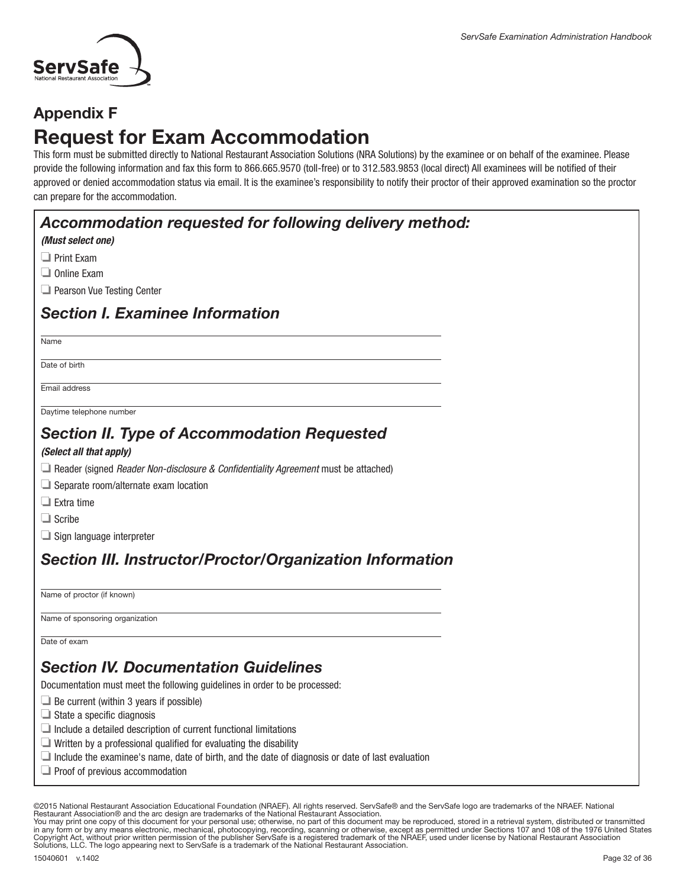## Appendix F

# Request for Exam Accommodation

This form must be submitted directly to National Restaurant Association Solutions (NRA Solutions) by the examinee or on behalf of the examinee. Please provide the following information and fax this form to 866.665.9570 (toll-free) or to 312.583.9853 (local direct) All examinees will be notified of their approved or denied accommodation status via email. It is the examinee's responsibility to notify their proctor of their approved examination so the proctor can prepare for the accommodation.

### *Accommodation requested for following delivery method:*

***(Must select one)***

- ❏ Print Exam
- ❏ Online Exam
- ❏ Pearson Vue Testing Center

### *Section I. Examinee Information*

Name

Date of birth

Email address

Daytime telephone number

### *Section II. Type of Accommodation Requested*

***(Select all that apply)***

- ❏ Reader (signed *Reader Non-disclosure & Confidentiality Agreement* must be attached)
- ❏ Separate room/alternate exam location
- ❏ Extra time
- ❏ Scribe
- ❏ Sign language interpreter

### *Section III. Instructor/Proctor/Organization Information*

Name of proctor (if known)

Name of sponsoring organization

Date of exam

### *Section IV. Documentation Guidelines*

Documentation must meet the following guidelines in order to be processed:

- ❏ Be current (within 3 years if possible)
- ❏ State a specific diagnosis
- ❏ Include a detailed description of current functional limitations
- ❏ Written by a professional qualified for evaluating the disability
- ❏ Include the examinee's name, date of birth, and the date of diagnosis or date of last evaluation
- ❏ Proof of previous accommodation

©2015 National Restaurant Association Educational Foundation (NRAEF). All rights reserved. ServSafe® and the ServSafe logo are trademarks of the NRAEF. National Restaurant Association® and the arc design are trademarks of the National Restaurant Association.
You may print one copy of this document for your personal use; otherwise, no part of this document may be reproduced, stored in a retrieval system, distributed or transmitted in any form or by any means electronic, mechanical, photocopying, recording, scanning or otherwise, except as permitted under Sections 107 and 108 of the 1976 United States Copyright Act, without prior written permission of the publisher ServSafe is a registered trademark of the NRAEF, used under license by National Restaurant Association Solutions, LLC. The logo appearing next to ServSafe is a trademark of the National Restaurant Association.

15040601 v.1402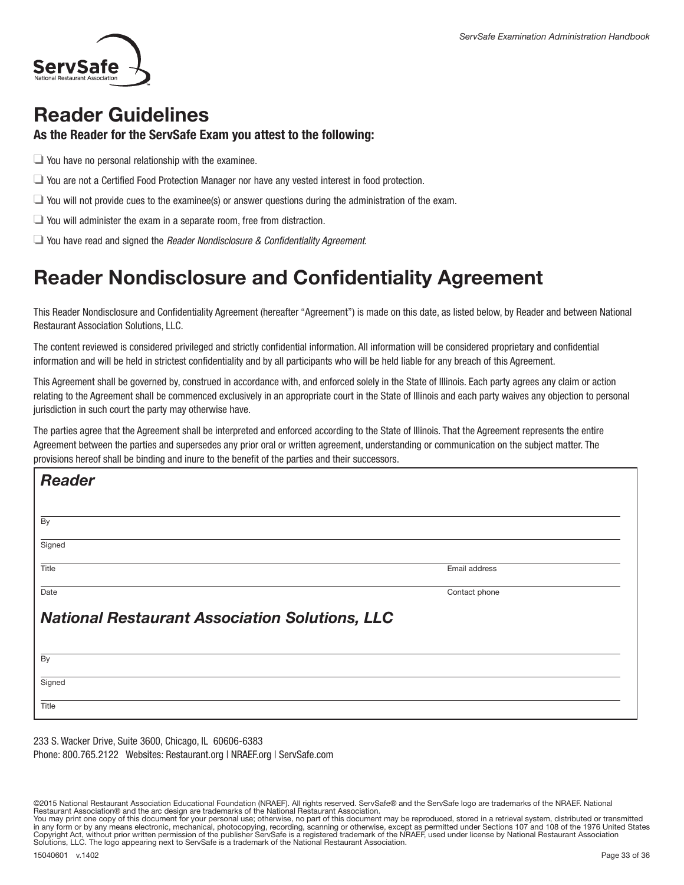# Reader Guidelines

**As the Reader for the ServSafe Exam you attest to the following:**

- ❑ You have no personal relationship with the examinee.
- ❑ You are not a Certified Food Protection Manager nor have any vested interest in food protection.
- ❑ You will not provide cues to the examinee(s) or answer questions during the administration of the exam.
- ❑ You will administer the exam in a separate room, free from distraction.
- ❑ You have read and signed the *Reader Nondisclosure & Confidentiality Agreement*.

# Reader Nondisclosure and Confidentiality Agreement

This Reader Nondisclosure and Confidentiality Agreement (hereafter "Agreement") is made on this date, as listed below, by Reader and between National Restaurant Association Solutions, LLC.

The content reviewed is considered privileged and strictly confidential information. All information will be considered proprietary and confidential information and will be held in strictest confidentiality and by all participants who will be held liable for any breach of this Agreement.

This Agreement shall be governed by, construed in accordance with, and enforced solely in the State of Illinois. Each party agrees any claim or action relating to the Agreement shall be commenced exclusively in an appropriate court in the State of Illinois and each party waives any objection to personal jurisdiction in such court the party may otherwise have.

The parties agree that the Agreement shall be interpreted and enforced according to the State of Illinois. That the Agreement represents the entire Agreement between the parties and supersedes any prior oral or written agreement, understanding or communication on the subject matter. The provisions hereof shall be binding and inure to the benefit of the parties and their successors.

## *Reader*

By ______________________________

Signed ______________________________

Title ______________________________ Email address ______________________________

Date ______________________________ Contact phone ______________________________

## *National Restaurant Association Solutions, LLC*

By ______________________________

Signed ______________________________

Title ______________________________

233 S. Wacker Drive, Suite 3600, Chicago, IL 60606-6383
Phone: 800.765.2122 Websites: Restaurant.org | NRAEF.org | ServSafe.com

©2015 National Restaurant Association Educational Foundation (NRAEF). All rights reserved. ServSafe® and the ServSafe logo are trademarks of the NRAEF. National Restaurant Association® and the arc design are trademarks of the National Restaurant Association.
You may print one copy of this document for your personal use; otherwise, no part of this document may be reproduced, stored in a retrieval system, distributed or transmitted in any form or by any means electronic, mechanical, photocopying, recording, scanning or otherwise, except as permitted under Sections 107 and 108 of the 1976 United States Copyright Act, without prior written permission of the publisher ServSafe is a registered trademark of the NRAEF, used under license by National Restaurant Association Solutions, LLC. The logo appearing next to ServSafe is a trademark of the National Restaurant Association.

15040601 v.1402